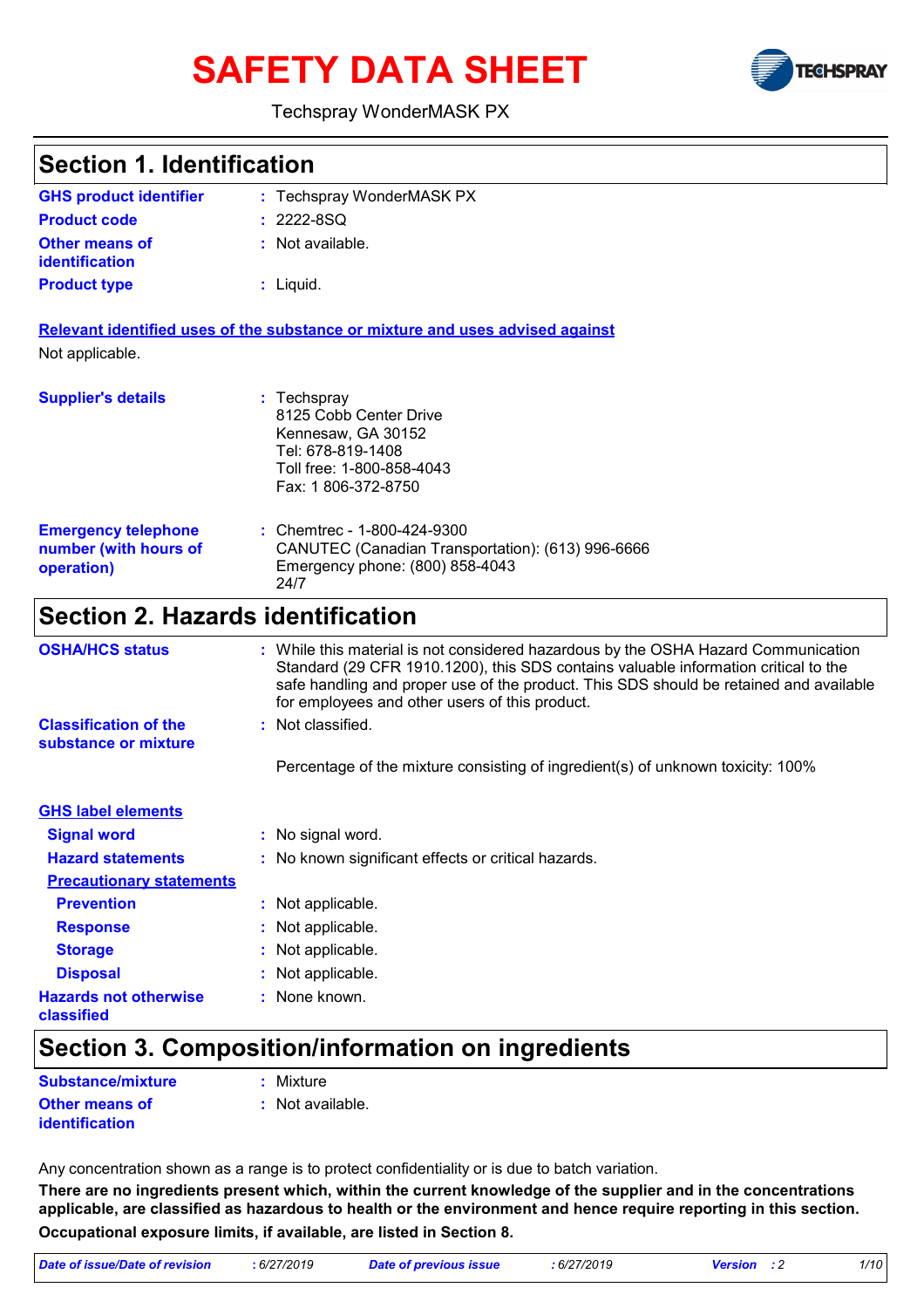# SAFETY DATA SHEET

Techspray WonderMASK PX

## Section 1. Identification

| | | |
|---|---|---|
| **GHS product identifier** | : | Techspray WonderMASK PX |
| **Product code** | : | 2222-8SQ |
| **Other means of identification** | : | Not available. |
| **Product type** | : | Liquid. |

**Relevant identified uses of the substance or mixture and uses advised against**

Not applicable.

| | | |
|---|---|---|
| **Supplier's details** | : | Techspray<br>8125 Cobb Center Drive<br>Kennesaw, GA 30152<br>Tel: 678-819-1408<br>Toll free: 1-800-858-4043<br>Fax: 1 806-372-8750 |
| **Emergency telephone number (with hours of operation)** | : | Chemtrec - 1-800-424-9300<br>CANUTEC (Canadian Transportation): (613) 996-6666<br>Emergency phone: (800) 858-4043<br>24/7 |

## Section 2. Hazards identification

| | | |
|---|---|---|
| **OSHA/HCS status** | : | While this material is not considered hazardous by the OSHA Hazard Communication Standard (29 CFR 1910.1200), this SDS contains valuable information critical to the safe handling and proper use of the product. This SDS should be retained and available for employees and other users of this product. |
| **Classification of the substance or mixture** | : | Not classified. |
| | | Percentage of the mixture consisting of ingredient(s) of unknown toxicity: 100% |

**GHS label elements**

| | | |
|---|---|---|
| **Signal word** | : | No signal word. |
| **Hazard statements** | : | No known significant effects or critical hazards. |
| **Precautionary statements** | | |
| **Prevention** | : | Not applicable. |
| **Response** | : | Not applicable. |
| **Storage** | : | Not applicable. |
| **Disposal** | : | Not applicable. |
| **Hazards not otherwise classified** | : | None known. |

## Section 3. Composition/information on ingredients

| | | |
|---|---|---|
| **Substance/mixture** | : | Mixture |
| **Other means of identification** | : | Not available. |

Any concentration shown as a range is to protect confidentiality or is due to batch variation.

**There are no ingredients present which, within the current knowledge of the supplier and in the concentrations applicable, are classified as hazardous to health or the environment and hence require reporting in this section.**

**Occupational exposure limits, if available, are listed in Section 8.**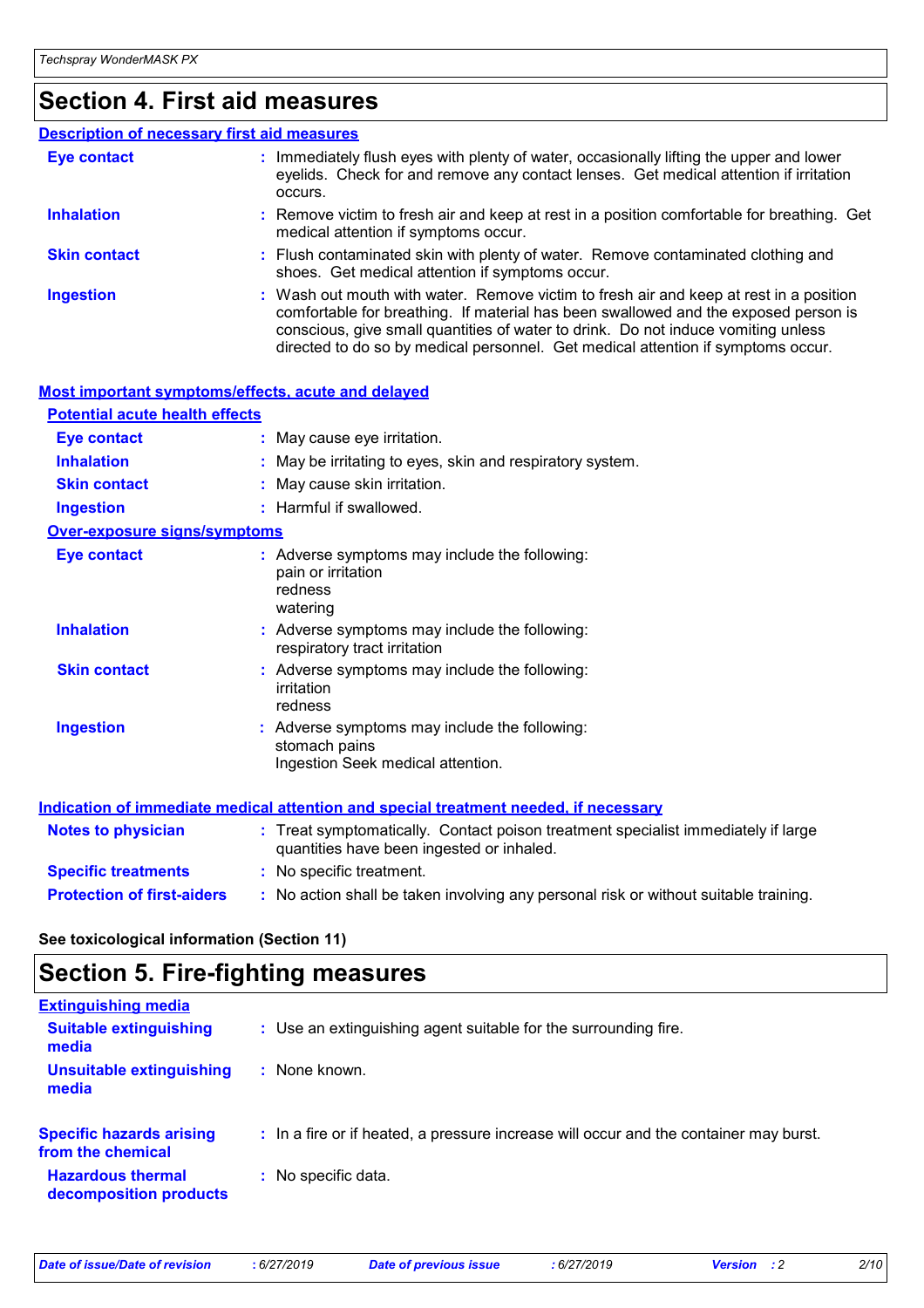## Section 4. First aid measures

### Description of necessary first aid measures

| | |
|---|---|
| **Eye contact** | : Immediately flush eyes with plenty of water, occasionally lifting the upper and lower eyelids. Check for and remove any contact lenses. Get medical attention if irritation occurs. |
| **Inhalation** | : Remove victim to fresh air and keep at rest in a position comfortable for breathing. Get medical attention if symptoms occur. |
| **Skin contact** | : Flush contaminated skin with plenty of water. Remove contaminated clothing and shoes. Get medical attention if symptoms occur. |
| **Ingestion** | : Wash out mouth with water. Remove victim to fresh air and keep at rest in a position comfortable for breathing. If material has been swallowed and the exposed person is conscious, give small quantities of water to drink. Do not induce vomiting unless directed to do so by medical personnel. Get medical attention if symptoms occur. |

### Most important symptoms/effects, acute and delayed

#### Potential acute health effects

| | |
|---|---|
| **Eye contact** | : May cause eye irritation. |
| **Inhalation** | : May be irritating to eyes, skin and respiratory system. |
| **Skin contact** | : May cause skin irritation. |
| **Ingestion** | : Harmful if swallowed. |

#### Over-exposure signs/symptoms

| | |
|---|---|
| **Eye contact** | : Adverse symptoms may include the following:<br>pain or irritation<br>redness<br>watering |
| **Inhalation** | : Adverse symptoms may include the following:<br>respiratory tract irritation |
| **Skin contact** | : Adverse symptoms may include the following:<br>irritation<br>redness |
| **Ingestion** | : Adverse symptoms may include the following:<br>stomach pains<br>Ingestion Seek medical attention. |

### Indication of immediate medical attention and special treatment needed, if necessary

| | |
|---|---|
| **Notes to physician** | : Treat symptomatically. Contact poison treatment specialist immediately if large quantities have been ingested or inhaled. |
| **Specific treatments** | : No specific treatment. |
| **Protection of first-aiders** | : No action shall be taken involving any personal risk or without suitable training. |

**See toxicological information (Section 11)**

## Section 5. Fire-fighting measures

### Extinguishing media

| | |
|---|---|
| **Suitable extinguishing media** | : Use an extinguishing agent suitable for the surrounding fire. |
| **Unsuitable extinguishing media** | : None known. |
| **Specific hazards arising from the chemical** | : In a fire or if heated, a pressure increase will occur and the container may burst. |
| **Hazardous thermal decomposition products** | : No specific data. |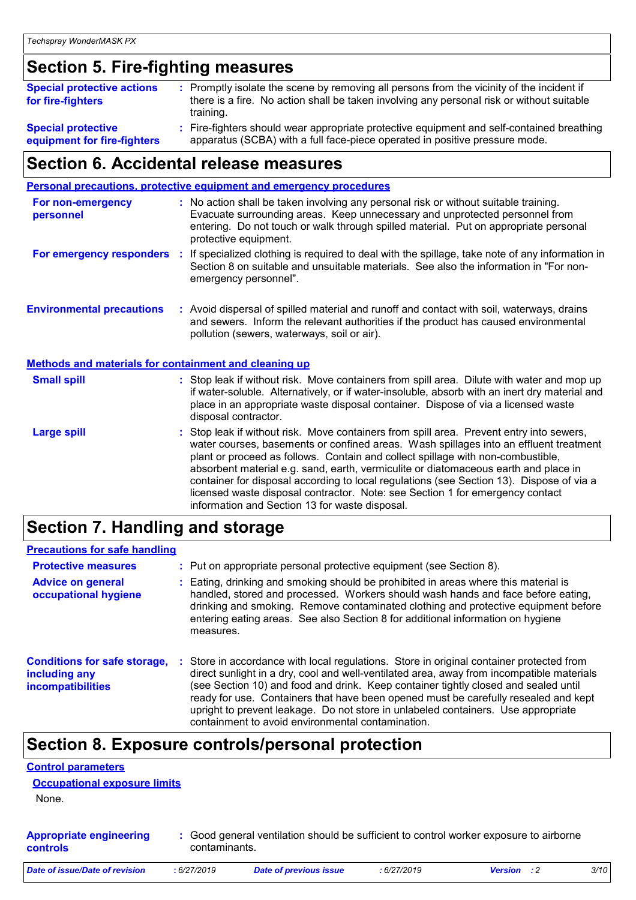## Section 5. Fire-fighting measures

**Special protective actions for fire-fighters** : Promptly isolate the scene by removing all persons from the vicinity of the incident if there is a fire. No action shall be taken involving any personal risk or without suitable training.

**Special protective equipment for fire-fighters** : Fire-fighters should wear appropriate protective equipment and self-contained breathing apparatus (SCBA) with a full face-piece operated in positive pressure mode.

## Section 6. Accidental release measures

### Personal precautions, protective equipment and emergency procedures

**For non-emergency personnel** : No action shall be taken involving any personal risk or without suitable training. Evacuate surrounding areas. Keep unnecessary and unprotected personnel from entering. Do not touch or walk through spilled material. Put on appropriate personal protective equipment.

**For emergency responders** : If specialized clothing is required to deal with the spillage, take note of any information in Section 8 on suitable and unsuitable materials. See also the information in "For non-emergency personnel".

**Environmental precautions** : Avoid dispersal of spilled material and runoff and contact with soil, waterways, drains and sewers. Inform the relevant authorities if the product has caused environmental pollution (sewers, waterways, soil or air).

### Methods and materials for containment and cleaning up

**Small spill** : Stop leak if without risk. Move containers from spill area. Dilute with water and mop up if water-soluble. Alternatively, or if water-insoluble, absorb with an inert dry material and place in an appropriate waste disposal container. Dispose of via a licensed waste disposal contractor.

**Large spill** : Stop leak if without risk. Move containers from spill area. Prevent entry into sewers, water courses, basements or confined areas. Wash spillages into an effluent treatment plant or proceed as follows. Contain and collect spillage with non-combustible, absorbent material e.g. sand, earth, vermiculite or diatomaceous earth and place in container for disposal according to local regulations (see Section 13). Dispose of via a licensed waste disposal contractor. Note: see Section 1 for emergency contact information and Section 13 for waste disposal.

## Section 7. Handling and storage

### Precautions for safe handling

**Protective measures** : Put on appropriate personal protective equipment (see Section 8).

**Advice on general occupational hygiene** : Eating, drinking and smoking should be prohibited in areas where this material is handled, stored and processed. Workers should wash hands and face before eating, drinking and smoking. Remove contaminated clothing and protective equipment before entering eating areas. See also Section 8 for additional information on hygiene measures.

**Conditions for safe storage, including any incompatibilities** : Store in accordance with local regulations. Store in original container protected from direct sunlight in a dry, cool and well-ventilated area, away from incompatible materials (see Section 10) and food and drink. Keep container tightly closed and sealed until ready for use. Containers that have been opened must be carefully resealed and kept upright to prevent leakage. Do not store in unlabeled containers. Use appropriate containment to avoid environmental contamination.

## Section 8. Exposure controls/personal protection

### Control parameters

#### Occupational exposure limits

None.

**Appropriate engineering controls** : Good general ventilation should be sufficient to control worker exposure to airborne contaminants.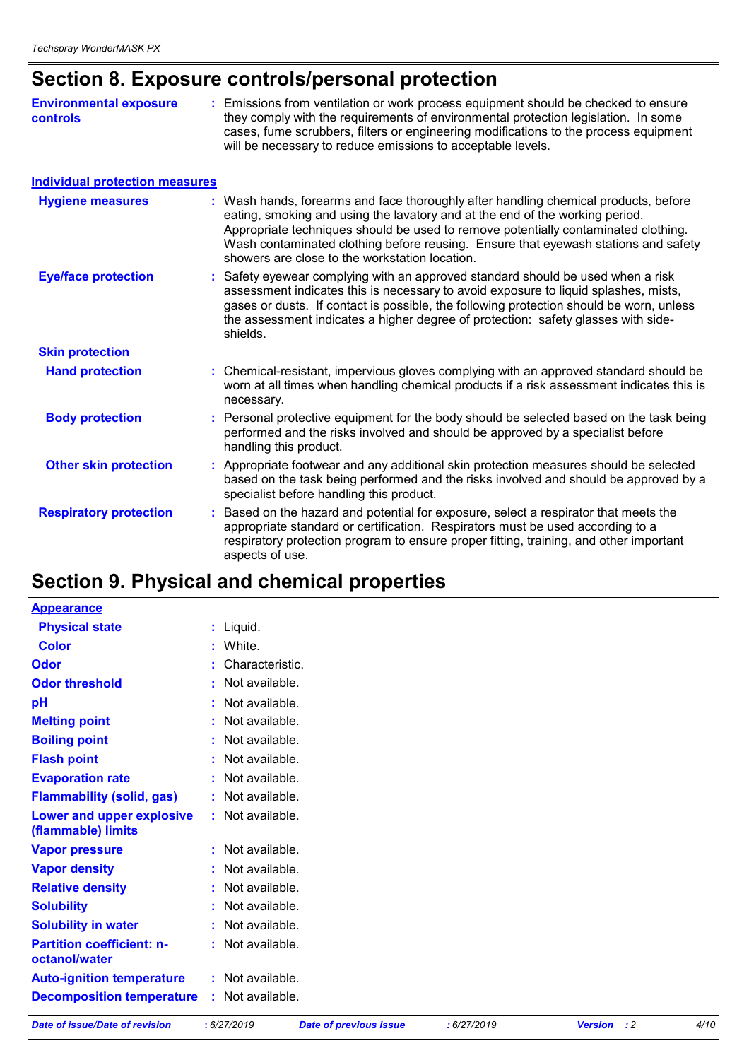## Section 8. Exposure controls/personal protection

**Environmental exposure controls** : Emissions from ventilation or work process equipment should be checked to ensure they comply with the requirements of environmental protection legislation. In some cases, fume scrubbers, filters or engineering modifications to the process equipment will be necessary to reduce emissions to acceptable levels.

### Individual protection measures

**Hygiene measures** : Wash hands, forearms and face thoroughly after handling chemical products, before eating, smoking and using the lavatory and at the end of the working period. Appropriate techniques should be used to remove potentially contaminated clothing. Wash contaminated clothing before reusing. Ensure that eyewash stations and safety showers are close to the workstation location.

**Eye/face protection** : Safety eyewear complying with an approved standard should be used when a risk assessment indicates this is necessary to avoid exposure to liquid splashes, mists, gases or dusts. If contact is possible, the following protection should be worn, unless the assessment indicates a higher degree of protection: safety glasses with side-shields.

**Skin protection**

**Hand protection** : Chemical-resistant, impervious gloves complying with an approved standard should be worn at all times when handling chemical products if a risk assessment indicates this is necessary.

**Body protection** : Personal protective equipment for the body should be selected based on the task being performed and the risks involved and should be approved by a specialist before handling this product.

**Other skin protection** : Appropriate footwear and any additional skin protection measures should be selected based on the task being performed and the risks involved and should be approved by a specialist before handling this product.

**Respiratory protection** : Based on the hazard and potential for exposure, select a respirator that meets the appropriate standard or certification. Respirators must be used according to a respiratory protection program to ensure proper fitting, training, and other important aspects of use.

## Section 9. Physical and chemical properties

**Appearance**

| | |
|---|---|
| **Physical state** | : Liquid. |
| **Color** | : White. |
| **Odor** | : Characteristic. |
| **Odor threshold** | : Not available. |
| **pH** | : Not available. |
| **Melting point** | : Not available. |
| **Boiling point** | : Not available. |
| **Flash point** | : Not available. |
| **Evaporation rate** | : Not available. |
| **Flammability (solid, gas)** | : Not available. |
| **Lower and upper explosive (flammable) limits** | : Not available. |
| **Vapor pressure** | : Not available. |
| **Vapor density** | : Not available. |
| **Relative density** | : Not available. |
| **Solubility** | : Not available. |
| **Solubility in water** | : Not available. |
| **Partition coefficient: n-octanol/water** | : Not available. |
| **Auto-ignition temperature** | : Not available. |
| **Decomposition temperature** | : Not available. |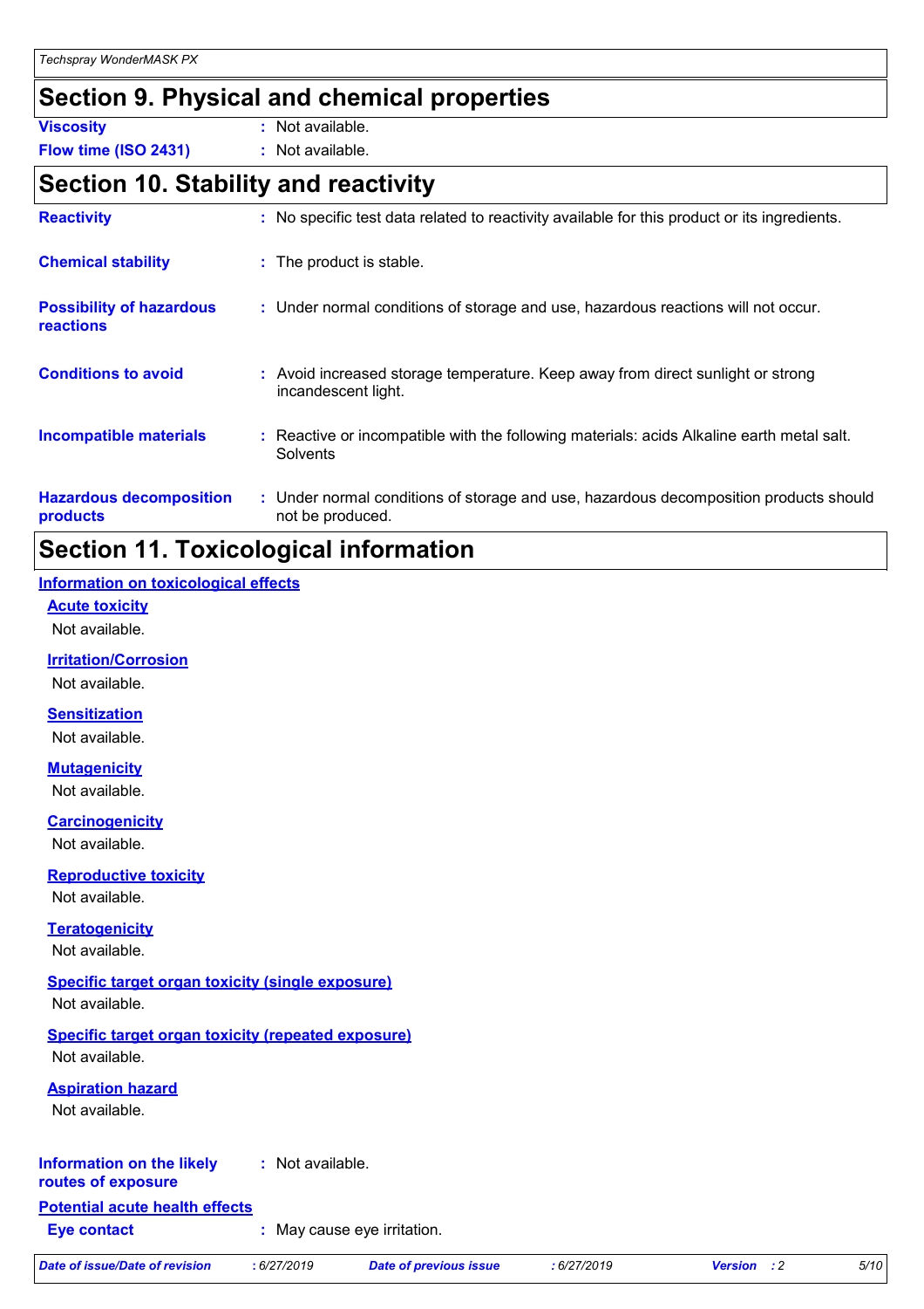## Section 9. Physical and chemical properties

**Viscosity** : Not available.

**Flow time (ISO 2431)** : Not available.

## Section 10. Stability and reactivity

**Reactivity** : No specific test data related to reactivity available for this product or its ingredients.

**Chemical stability** : The product is stable.

**Possibility of hazardous reactions** : Under normal conditions of storage and use, hazardous reactions will not occur.

**Conditions to avoid** : Avoid increased storage temperature. Keep away from direct sunlight or strong incandescent light.

**Incompatible materials** : Reactive or incompatible with the following materials: acids Alkaline earth metal salt. Solvents

**Hazardous decomposition products** : Under normal conditions of storage and use, hazardous decomposition products should not be produced.

## Section 11. Toxicological information

### Information on toxicological effects

**Acute toxicity**

Not available.

**Irritation/Corrosion**

Not available.

**Sensitization**

Not available.

**Mutagenicity**

Not available.

**Carcinogenicity**

Not available.

**Reproductive toxicity**

Not available.

**Teratogenicity**

Not available.

**Specific target organ toxicity (single exposure)**

Not available.

**Specific target organ toxicity (repeated exposure)**

Not available.

**Aspiration hazard**

Not available.

**Information on the likely routes of exposure** : Not available.

### Potential acute health effects

**Eye contact** : May cause eye irritation.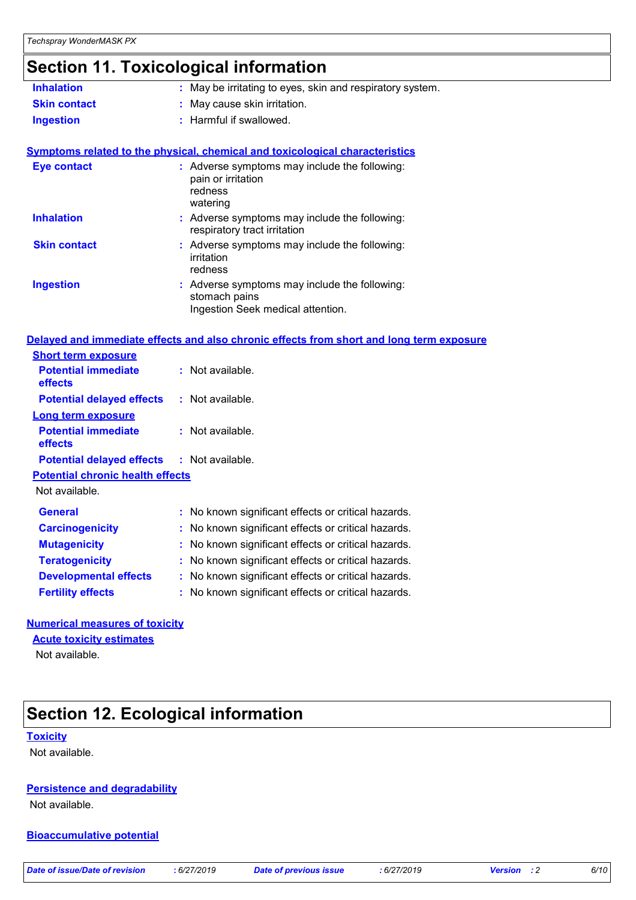## Section 11. Toxicological information

**Inhalation** : May be irritating to eyes, skin and respiratory system.

**Skin contact** : May cause skin irritation.

**Ingestion** : Harmful if swallowed.

### Symptoms related to the physical, chemical and toxicological characteristics

**Eye contact** : Adverse symptoms may include the following:
pain or irritation
redness
watering

**Inhalation** : Adverse symptoms may include the following:
respiratory tract irritation

**Skin contact** : Adverse symptoms may include the following:
irritation
redness

**Ingestion** : Adverse symptoms may include the following:
stomach pains
Ingestion Seek medical attention.

### Delayed and immediate effects and also chronic effects from short and long term exposure

**Short term exposure**

**Potential immediate effects** : Not available.

**Potential delayed effects** : Not available.

**Long term exposure**

**Potential immediate effects** : Not available.

**Potential delayed effects** : Not available.

**Potential chronic health effects**

Not available.

**General** : No known significant effects or critical hazards.

**Carcinogenicity** : No known significant effects or critical hazards.

**Mutagenicity** : No known significant effects or critical hazards.

**Teratogenicity** : No known significant effects or critical hazards.

**Developmental effects** : No known significant effects or critical hazards.

**Fertility effects** : No known significant effects or critical hazards.

### Numerical measures of toxicity

**Acute toxicity estimates**

Not available.

## Section 12. Ecological information

### Toxicity

Not available.

### Persistence and degradability

Not available.

### Bioaccumulative potential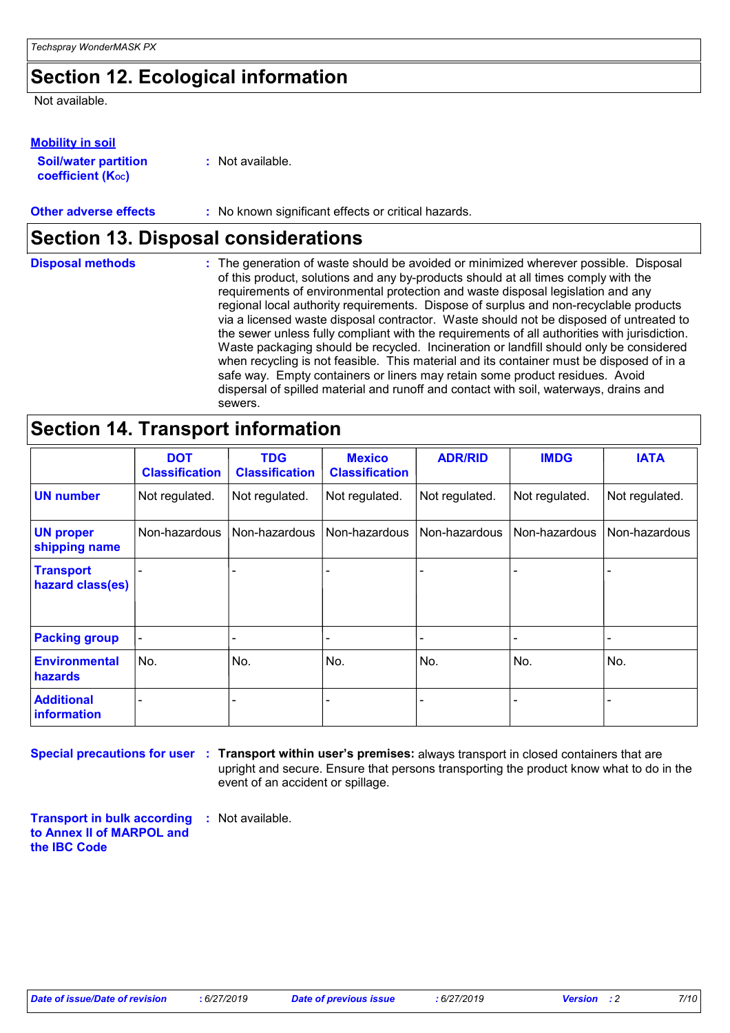## Section 12. Ecological information

Not available.

**Mobility in soil**

**Soil/water partition coefficient ($K_{OC}$)** : Not available.

**Other adverse effects** : No known significant effects or critical hazards.

## Section 13. Disposal considerations

**Disposal methods** : The generation of waste should be avoided or minimized wherever possible. Disposal of this product, solutions and any by-products should at all times comply with the requirements of environmental protection and waste disposal legislation and any regional local authority requirements. Dispose of surplus and non-recyclable products via a licensed waste disposal contractor. Waste should not be disposed of untreated to the sewer unless fully compliant with the requirements of all authorities with jurisdiction. Waste packaging should be recycled. Incineration or landfill should only be considered when recycling is not feasible. This material and its container must be disposed of in a safe way. Empty containers or liners may retain some product residues. Avoid dispersal of spilled material and runoff and contact with soil, waterways, drains and sewers.

## Section 14. Transport information

| | DOT Classification | TDG Classification | Mexico Classification | ADR/RID | IMDG | IATA |
|---|---|---|---|---|---|---|
| **UN number** | Not regulated. | Not regulated. | Not regulated. | Not regulated. | Not regulated. | Not regulated. |
| **UN proper shipping name** | Non-hazardous | Non-hazardous | Non-hazardous | Non-hazardous | Non-hazardous | Non-hazardous |
| **Transport hazard class(es)** | - | - | - | - | - | - |
| **Packing group** | - | - | - | - | - | - |
| **Environmental hazards** | No. | No. | No. | No. | No. | No. |
| **Additional information** | - | - | - | - | - | - |

**Special precautions for user** : **Transport within user's premises:** always transport in closed containers that are upright and secure. Ensure that persons transporting the product know what to do in the event of an accident or spillage.

**Transport in bulk according to Annex II of MARPOL and the IBC Code** : Not available.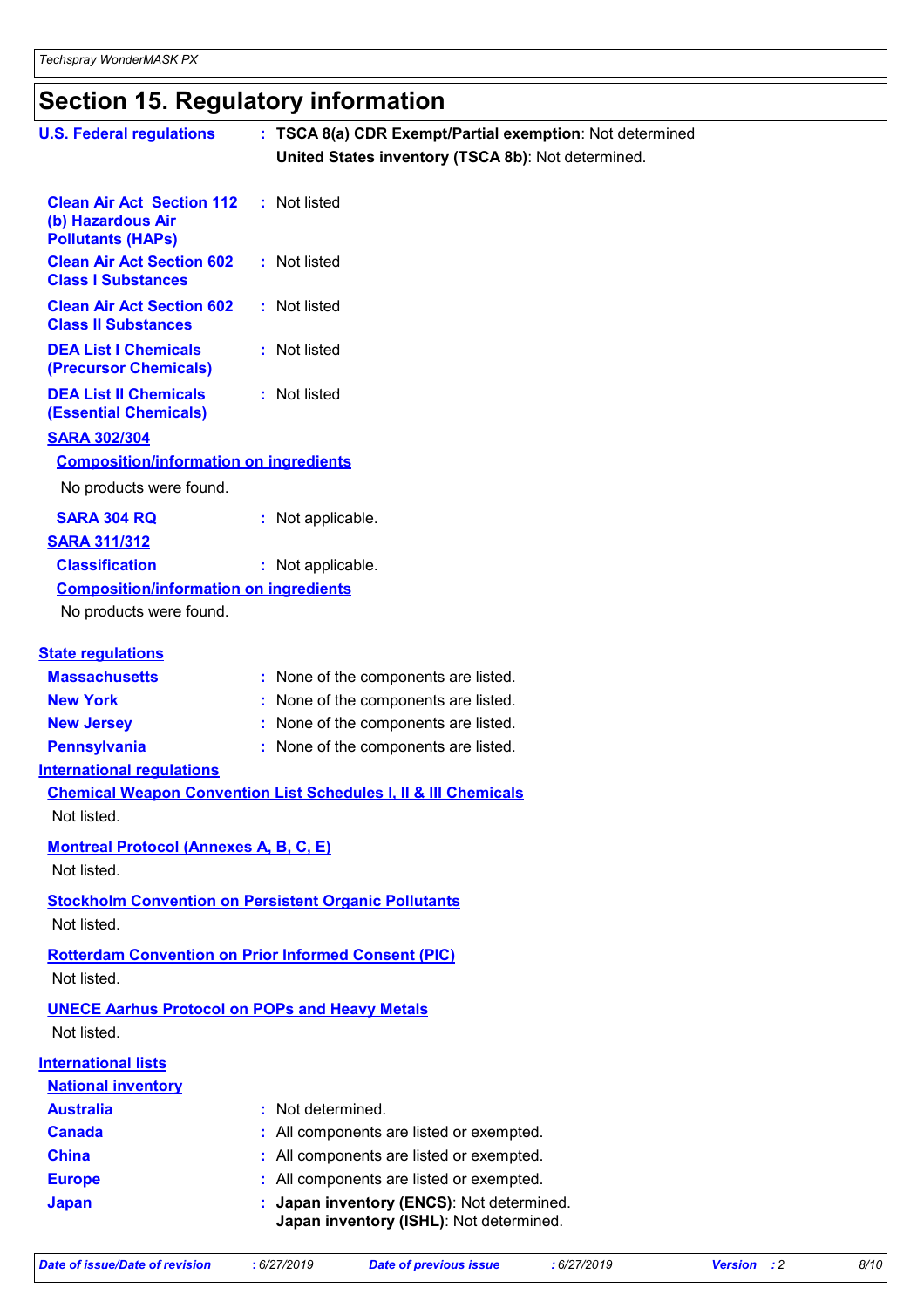# Section 15. Regulatory information

**U.S. Federal regulations** : **TSCA 8(a) CDR Exempt/Partial exemption**: Not determined

**United States inventory (TSCA 8b)**: Not determined.

| | |
|---|---|
| **Clean Air Act Section 112 (b) Hazardous Air Pollutants (HAPs)** | : Not listed |
| **Clean Air Act Section 602 Class I Substances** | : Not listed |
| **Clean Air Act Section 602 Class II Substances** | : Not listed |
| **DEA List I Chemicals (Precursor Chemicals)** | : Not listed |
| **DEA List II Chemicals (Essential Chemicals)** | : Not listed |

**SARA 302/304**

**Composition/information on ingredients**

No products were found.

**SARA 304 RQ** : Not applicable.

**SARA 311/312**

**Classification** : Not applicable.

**Composition/information on ingredients**

No products were found.

**State regulations**

| | |
|---|---|
| **Massachusetts** | : None of the components are listed. |
| **New York** | : None of the components are listed. |
| **New Jersey** | : None of the components are listed. |
| **Pennsylvania** | : None of the components are listed. |

**International regulations**

**Chemical Weapon Convention List Schedules I, II & III Chemicals**

Not listed.

**Montreal Protocol (Annexes A, B, C, E)**

Not listed.

**Stockholm Convention on Persistent Organic Pollutants**

Not listed.

**Rotterdam Convention on Prior Informed Consent (PIC)**

Not listed.

**UNECE Aarhus Protocol on POPs and Heavy Metals**

Not listed.

**International lists**

**National inventory**

| | |
|---|---|
| **Australia** | : Not determined. |
| **Canada** | : All components are listed or exempted. |
| **China** | : All components are listed or exempted. |
| **Europe** | : All components are listed or exempted. |
| **Japan** | : **Japan inventory (ENCS)**: Not determined.<br>**Japan inventory (ISHL)**: Not determined. |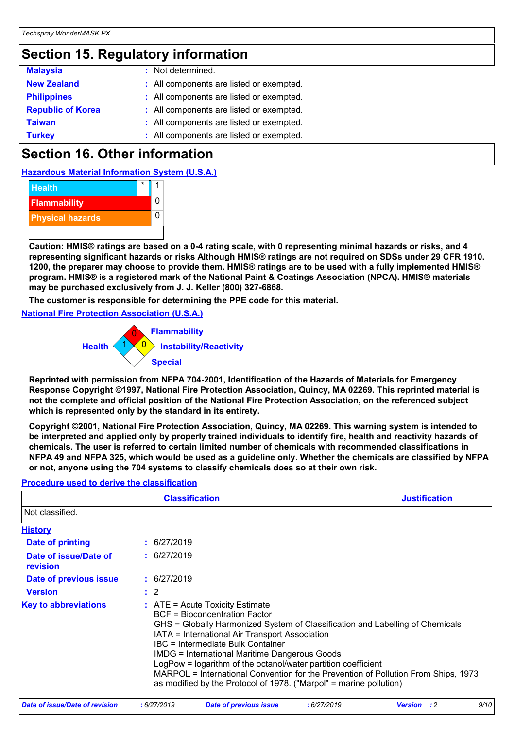## Section 15. Regulatory information

| | |
|---|---|
| **Malaysia** | : Not determined. |
| **New Zealand** | : All components are listed or exempted. |
| **Philippines** | : All components are listed or exempted. |
| **Republic of Korea** | : All components are listed or exempted. |
| **Taiwan** | : All components are listed or exempted. |
| **Turkey** | : All components are listed or exempted. |

## Section 16. Other information

**Hazardous Material Information System (U.S.A.)**

| | | |
|---|---|---|
| Health | * | 1 |
| Flammability | | 0 |
| Physical hazards | | 0 |

**Caution: HMIS® ratings are based on a 0-4 rating scale, with 0 representing minimal hazards or risks, and 4 representing significant hazards or risks Although HMIS® ratings are not required on SDSs under 29 CFR 1910. 1200, the preparer may choose to provide them. HMIS® ratings are to be used with a fully implemented HMIS® program. HMIS® is a registered mark of the National Paint & Coatings Association (NPCA). HMIS® materials may be purchased exclusively from J. J. Keller (800) 327-6868.**

**The customer is responsible for determining the PPE code for this material.**

**National Fire Protection Association (U.S.A.)**

Flammability: 0
Health: 1
Instability/Reactivity: 0
Special:

**Reprinted with permission from NFPA 704-2001, Identification of the Hazards of Materials for Emergency Response Copyright ©1997, National Fire Protection Association, Quincy, MA 02269. This reprinted material is not the complete and official position of the National Fire Protection Association, on the referenced subject which is represented only by the standard in its entirety.**

**Copyright ©2001, National Fire Protection Association, Quincy, MA 02269. This warning system is intended to be interpreted and applied only by properly trained individuals to identify fire, health and reactivity hazards of chemicals. The user is referred to certain limited number of chemicals with recommended classifications in NFPA 49 and NFPA 325, which would be used as a guideline only. Whether the chemicals are classified by NFPA or not, anyone using the 704 systems to classify chemicals does so at their own risk.**

**Procedure used to derive the classification**

| Classification | Justification |
|---|---|
| Not classified. | |

**History**

| | |
|---|---|
| **Date of printing** | : 6/27/2019 |
| **Date of issue/Date of revision** | : 6/27/2019 |
| **Date of previous issue** | : 6/27/2019 |
| **Version** | : 2 |

**Key to abbreviations** :
ATE = Acute Toxicity Estimate
BCF = Bioconcentration Factor
GHS = Globally Harmonized System of Classification and Labelling of Chemicals
IATA = International Air Transport Association
IBC = Intermediate Bulk Container
IMDG = International Maritime Dangerous Goods
LogPow = logarithm of the octanol/water partition coefficient
MARPOL = International Convention for the Prevention of Pollution From Ships, 1973 as modified by the Protocol of 1978. ("Marpol" = marine pollution)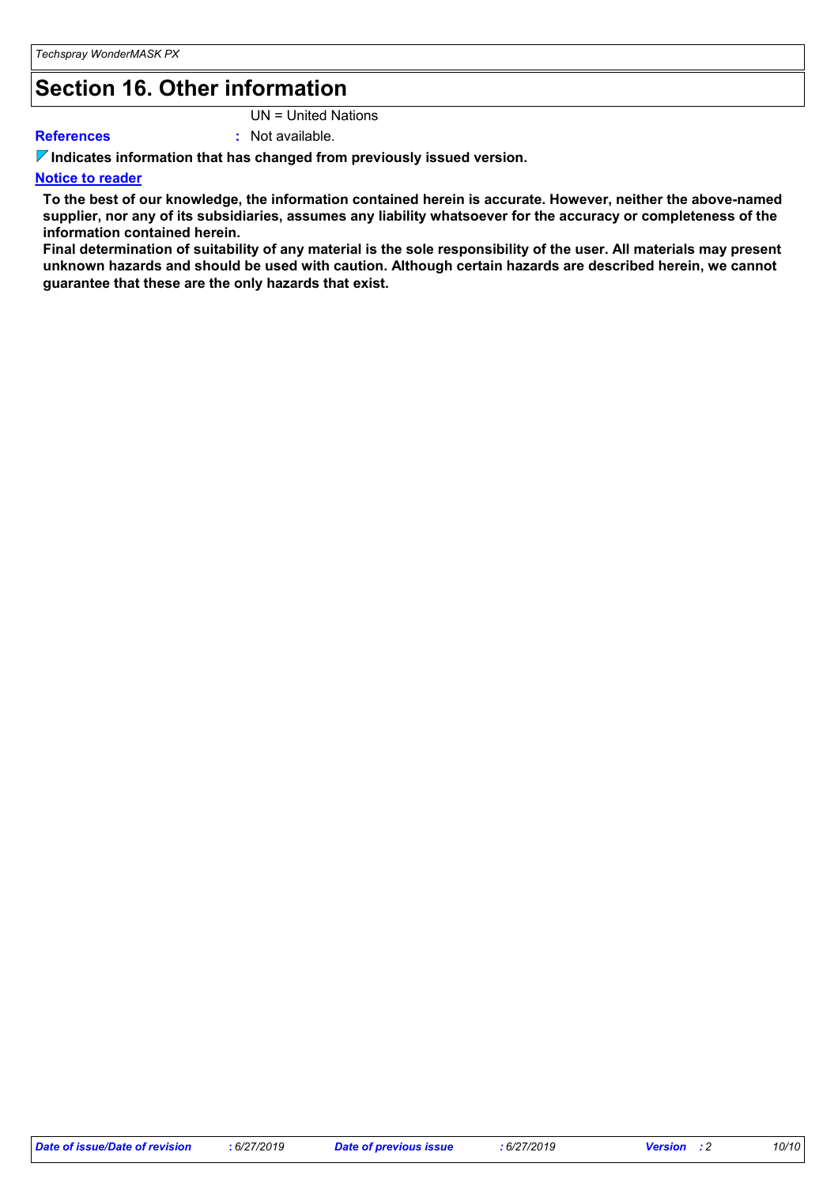## Section 16. Other information

UN = United Nations

**References** : Not available.

**Indicates information that has changed from previously issued version.**

**Notice to reader**

**To the best of our knowledge, the information contained herein is accurate. However, neither the above-named supplier, nor any of its subsidiaries, assumes any liability whatsoever for the accuracy or completeness of the information contained herein.**

**Final determination of suitability of any material is the sole responsibility of the user. All materials may present unknown hazards and should be used with caution. Although certain hazards are described herein, we cannot guarantee that these are the only hazards that exist.**